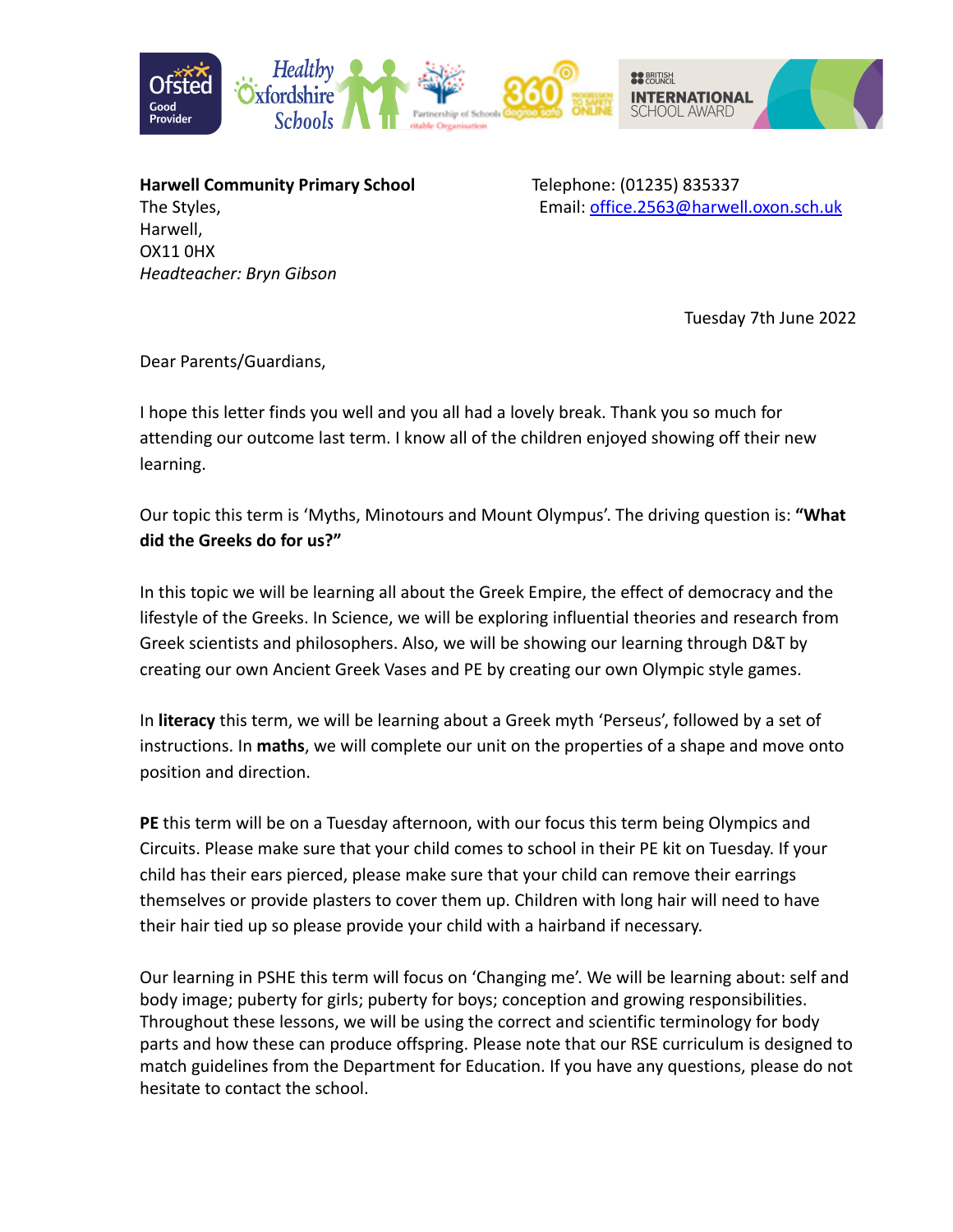**Harwell Community Primary School**
The Styles,
Harwell,
OX11 0HX
*Headteacher: Bryn Gibson*

Telephone: (01235) 835337
Email: office.2563@harwell.oxon.sch.uk

Tuesday 7th June 2022

Dear Parents/Guardians,

I hope this letter finds you well and you all had a lovely break. Thank you so much for attending our outcome last term. I know all of the children enjoyed showing off their new learning.

Our topic this term is 'Myths, Minotours and Mount Olympus'. The driving question is: **"What did the Greeks do for us?"**

In this topic we will be learning all about the Greek Empire, the effect of democracy and the lifestyle of the Greeks. In Science, we will be exploring influential theories and research from Greek scientists and philosophers. Also, we will be showing our learning through D&T by creating our own Ancient Greek Vases and PE by creating our own Olympic style games.

In **literacy** this term, we will be learning about a Greek myth 'Perseus', followed by a set of instructions. In **maths**, we will complete our unit on the properties of a shape and move onto position and direction.

**PE** this term will be on a Tuesday afternoon, with our focus this term being Olympics and Circuits. Please make sure that your child comes to school in their PE kit on Tuesday. If your child has their ears pierced, please make sure that your child can remove their earrings themselves or provide plasters to cover them up. Children with long hair will need to have their hair tied up so please provide your child with a hairband if necessary.

Our learning in PSHE this term will focus on 'Changing me'. We will be learning about: self and body image; puberty for girls; puberty for boys; conception and growing responsibilities. Throughout these lessons, we will be using the correct and scientific terminology for body parts and how these can produce offspring. Please note that our RSE curriculum is designed to match guidelines from the Department for Education. If you have any questions, please do not hesitate to contact the school.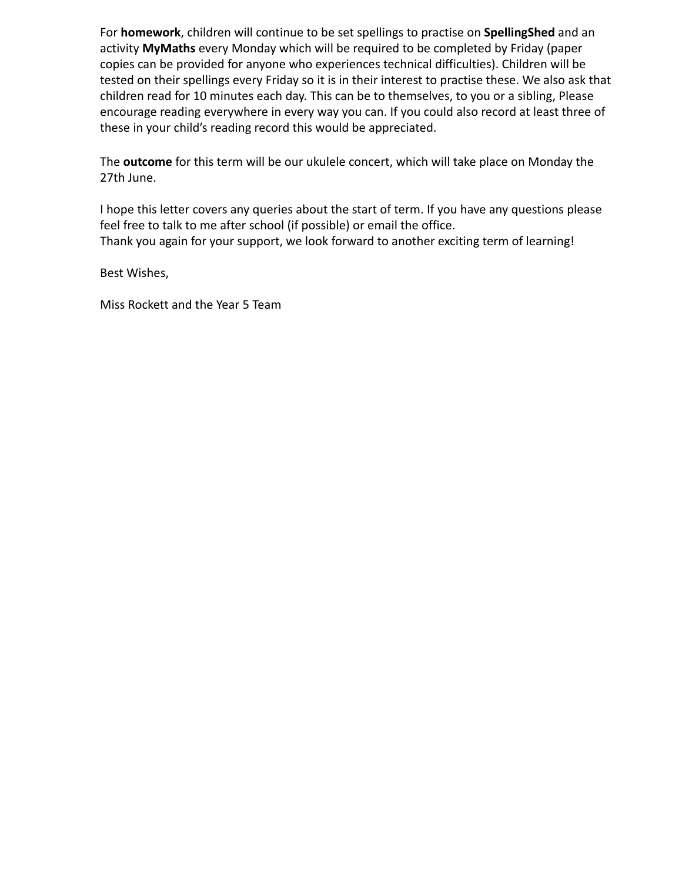For **homework**, children will continue to be set spellings to practise on **SpellingShed** and an activity **MyMaths** every Monday which will be required to be completed by Friday (paper copies can be provided for anyone who experiences technical difficulties). Children will be tested on their spellings every Friday so it is in their interest to practise these. We also ask that children read for 10 minutes each day. This can be to themselves, to you or a sibling, Please encourage reading everywhere in every way you can. If you could also record at least three of these in your child's reading record this would be appreciated.

The **outcome** for this term will be our ukulele concert, which will take place on Monday the 27th June.

I hope this letter covers any queries about the start of term. If you have any questions please feel free to talk to me after school (if possible) or email the office.
Thank you again for your support, we look forward to another exciting term of learning!

Best Wishes,

Miss Rockett and the Year 5 Team